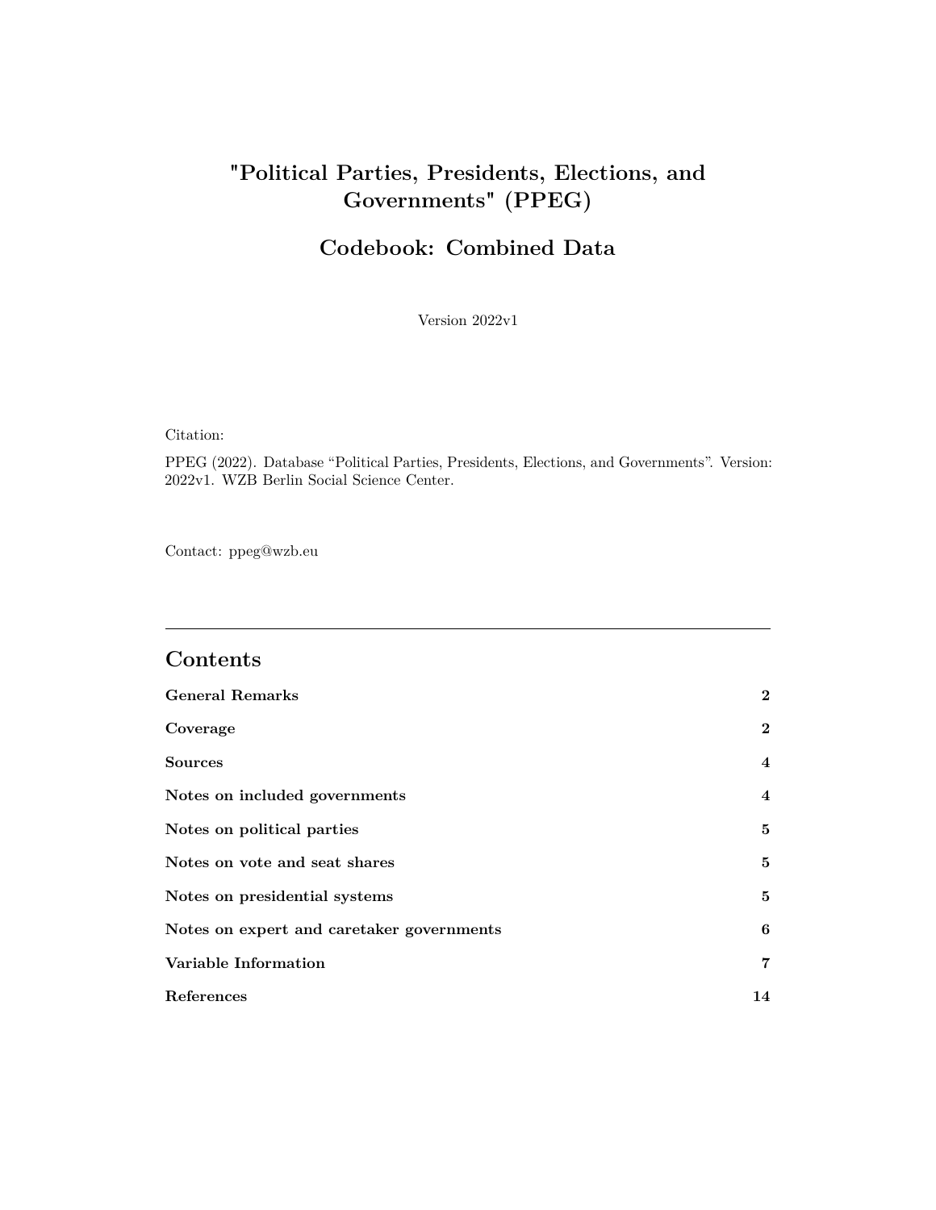# "Political Parties, Presidents, Elections, and Governments" (PPEG)

## Codebook: Combined Data

Version 2022v1

Citation:

PPEG (2022). Database "Political Parties, Presidents, Elections, and Governments". Version: 2022v1. WZB Berlin Social Science Center.

Contact: ppeg@wzb.eu

---

## Contents

| | |
|---|---|
| **General Remarks** | **2** |
| **Coverage** | **2** |
| **Sources** | **4** |
| **Notes on included governments** | **4** |
| **Notes on political parties** | **5** |
| **Notes on vote and seat shares** | **5** |
| **Notes on presidential systems** | **5** |
| **Notes on expert and caretaker governments** | **6** |
| **Variable Information** | **7** |
| **References** | **14** |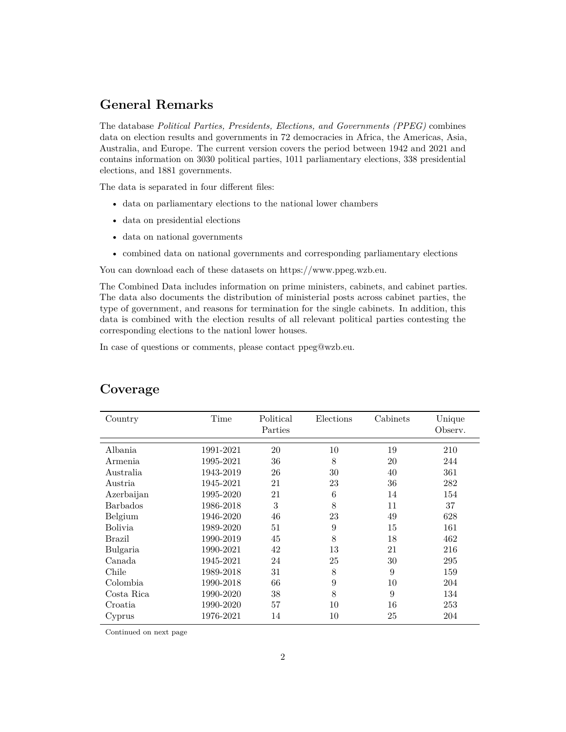## General Remarks

The database *Political Parties, Presidents, Elections, and Governments (PPEG)* combines data on election results and governments in 72 democracies in Africa, the Americas, Asia, Australia, and Europe. The current version covers the period between 1942 and 2021 and contains information on 3030 political parties, 1011 parliamentary elections, 338 presidential elections, and 1881 governments.

The data is separated in four different files:

- data on parliamentary elections to the national lower chambers
- data on presidential elections
- data on national governments
- combined data on national governments and corresponding parliamentary elections

You can download each of these datasets on https://www.ppeg.wzb.eu.

The Combined Data includes information on prime ministers, cabinets, and cabinet parties. The data also documents the distribution of ministerial posts across cabinet parties, the type of government, and reasons for termination for the single cabinets. In addition, this data is combined with the election results of all relevant political parties contesting the corresponding elections to the nationl lower houses.

In case of questions or comments, please contact ppeg@wzb.eu.

## Coverage

| Country | Time | Political Parties | Elections | Cabinets | Unique Observ. |
|---|---|---|---|---|---|
| Albania | 1991-2021 | 20 | 10 | 19 | 210 |
| Armenia | 1995-2021 | 36 | 8 | 20 | 244 |
| Australia | 1943-2019 | 26 | 30 | 40 | 361 |
| Austria | 1945-2021 | 21 | 23 | 36 | 282 |
| Azerbaijan | 1995-2020 | 21 | 6 | 14 | 154 |
| Barbados | 1986-2018 | 3 | 8 | 11 | 37 |
| Belgium | 1946-2020 | 46 | 23 | 49 | 628 |
| Bolivia | 1989-2020 | 51 | 9 | 15 | 161 |
| Brazil | 1990-2019 | 45 | 8 | 18 | 462 |
| Bulgaria | 1990-2021 | 42 | 13 | 21 | 216 |
| Canada | 1945-2021 | 24 | 25 | 30 | 295 |
| Chile | 1989-2018 | 31 | 8 | 9 | 159 |
| Colombia | 1990-2018 | 66 | 9 | 10 | 204 |
| Costa Rica | 1990-2020 | 38 | 8 | 9 | 134 |
| Croatia | 1990-2020 | 57 | 10 | 16 | 253 |
| Cyprus | 1976-2021 | 14 | 10 | 25 | 204 |

Continued on next page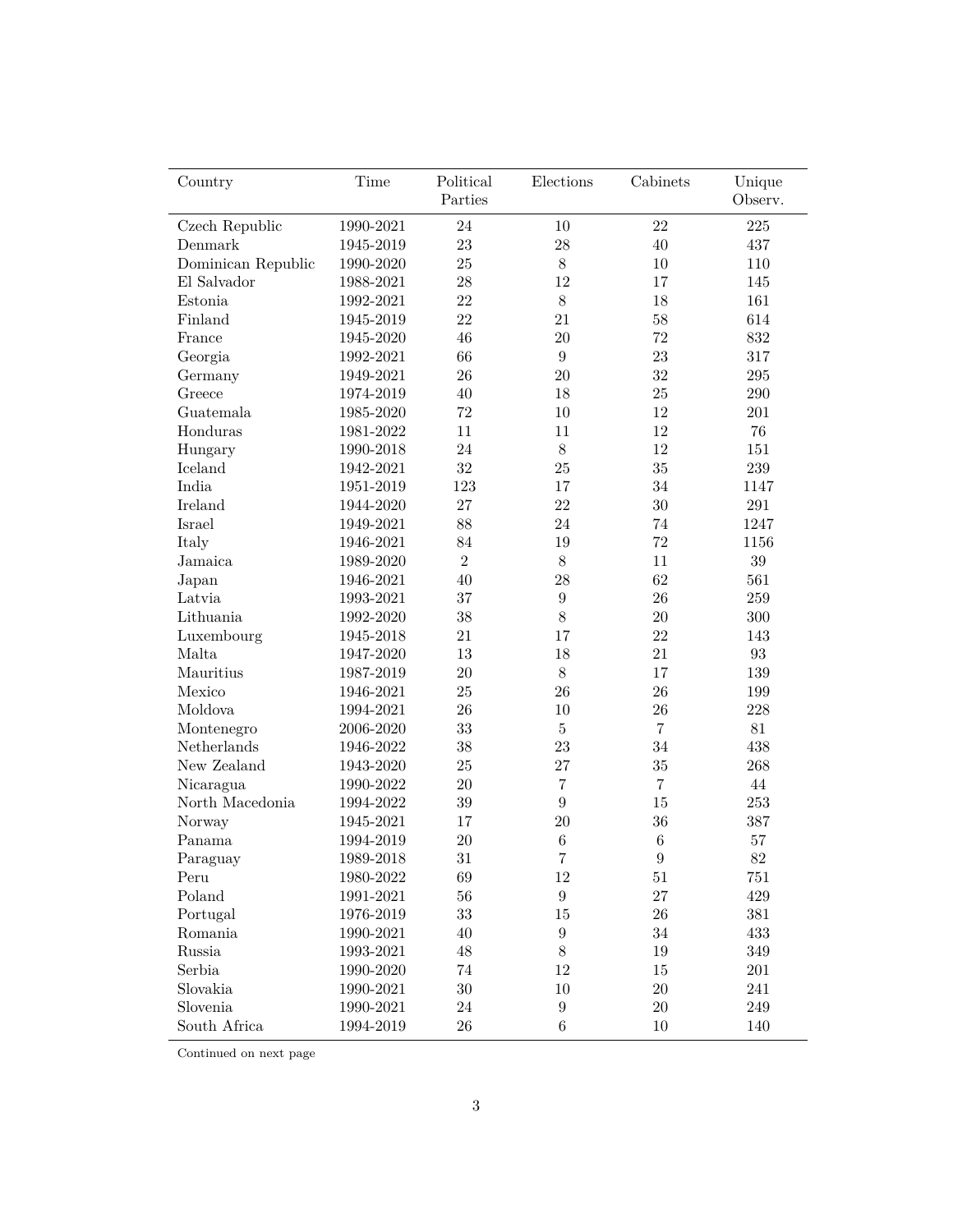| Country | Time | Political Parties | Elections | Cabinets | Unique Observ. |
|---|---|---|---|---|---|
| Czech Republic | 1990-2021 | 24 | 10 | 22 | 225 |
| Denmark | 1945-2019 | 23 | 28 | 40 | 437 |
| Dominican Republic | 1990-2020 | 25 | 8 | 10 | 110 |
| El Salvador | 1988-2021 | 28 | 12 | 17 | 145 |
| Estonia | 1992-2021 | 22 | 8 | 18 | 161 |
| Finland | 1945-2019 | 22 | 21 | 58 | 614 |
| France | 1945-2020 | 46 | 20 | 72 | 832 |
| Georgia | 1992-2021 | 66 | 9 | 23 | 317 |
| Germany | 1949-2021 | 26 | 20 | 32 | 295 |
| Greece | 1974-2019 | 40 | 18 | 25 | 290 |
| Guatemala | 1985-2020 | 72 | 10 | 12 | 201 |
| Honduras | 1981-2022 | 11 | 11 | 12 | 76 |
| Hungary | 1990-2018 | 24 | 8 | 12 | 151 |
| Iceland | 1942-2021 | 32 | 25 | 35 | 239 |
| India | 1951-2019 | 123 | 17 | 34 | 1147 |
| Ireland | 1944-2020 | 27 | 22 | 30 | 291 |
| Israel | 1949-2021 | 88 | 24 | 74 | 1247 |
| Italy | 1946-2021 | 84 | 19 | 72 | 1156 |
| Jamaica | 1989-2020 | 2 | 8 | 11 | 39 |
| Japan | 1946-2021 | 40 | 28 | 62 | 561 |
| Latvia | 1993-2021 | 37 | 9 | 26 | 259 |
| Lithuania | 1992-2020 | 38 | 8 | 20 | 300 |
| Luxembourg | 1945-2018 | 21 | 17 | 22 | 143 |
| Malta | 1947-2020 | 13 | 18 | 21 | 93 |
| Mauritius | 1987-2019 | 20 | 8 | 17 | 139 |
| Mexico | 1946-2021 | 25 | 26 | 26 | 199 |
| Moldova | 1994-2021 | 26 | 10 | 26 | 228 |
| Montenegro | 2006-2020 | 33 | 5 | 7 | 81 |
| Netherlands | 1946-2022 | 38 | 23 | 34 | 438 |
| New Zealand | 1943-2020 | 25 | 27 | 35 | 268 |
| Nicaragua | 1990-2022 | 20 | 7 | 7 | 44 |
| North Macedonia | 1994-2022 | 39 | 9 | 15 | 253 |
| Norway | 1945-2021 | 17 | 20 | 36 | 387 |
| Panama | 1994-2019 | 20 | 6 | 6 | 57 |
| Paraguay | 1989-2018 | 31 | 7 | 9 | 82 |
| Peru | 1980-2022 | 69 | 12 | 51 | 751 |
| Poland | 1991-2021 | 56 | 9 | 27 | 429 |
| Portugal | 1976-2019 | 33 | 15 | 26 | 381 |
| Romania | 1990-2021 | 40 | 9 | 34 | 433 |
| Russia | 1993-2021 | 48 | 8 | 19 | 349 |
| Serbia | 1990-2020 | 74 | 12 | 15 | 201 |
| Slovakia | 1990-2021 | 30 | 10 | 20 | 241 |
| Slovenia | 1990-2021 | 24 | 9 | 20 | 249 |
| South Africa | 1994-2019 | 26 | 6 | 10 | 140 |

Continued on next page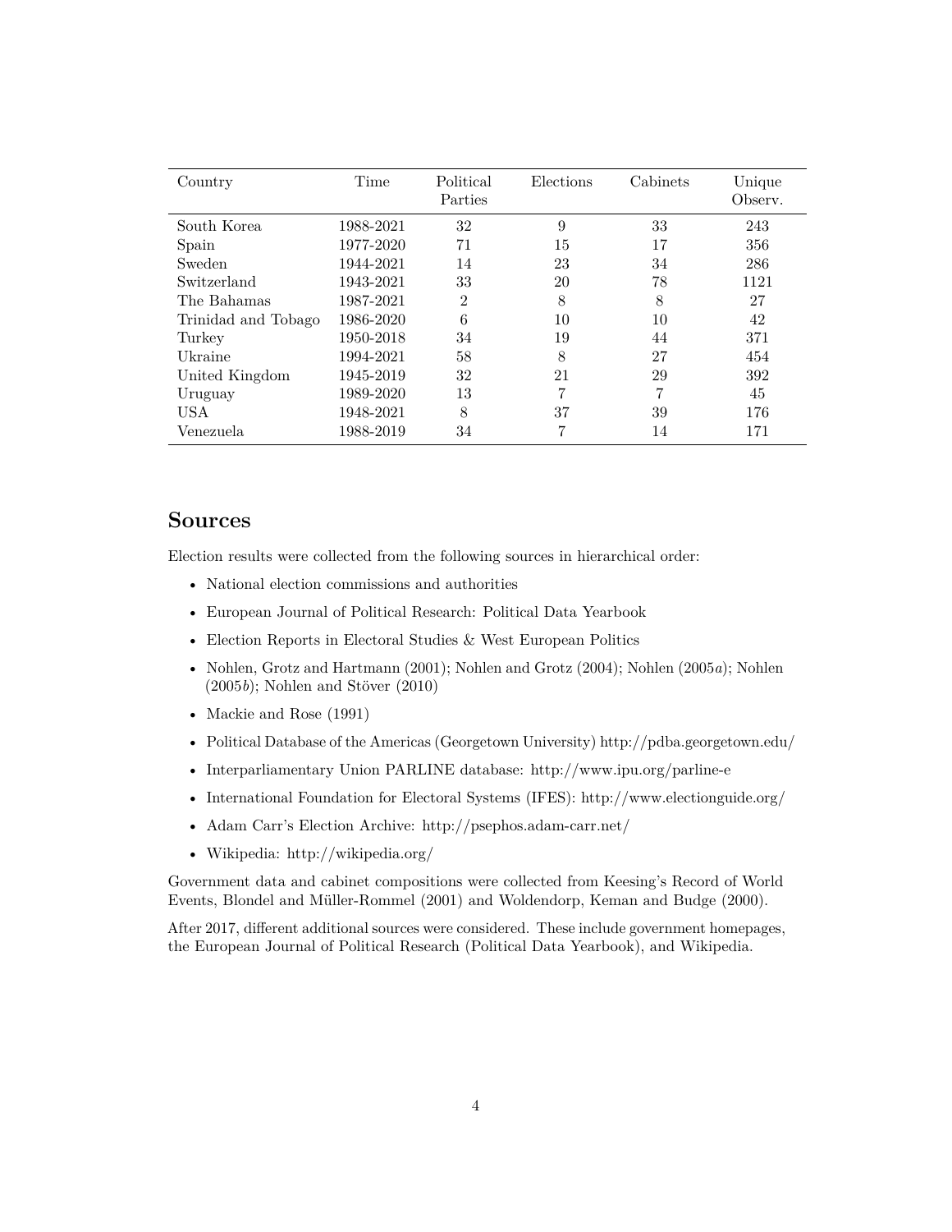| Country | Time | Political Parties | Elections | Cabinets | Unique Observ. |
|---|---|---|---|---|---|
| South Korea | 1988-2021 | 32 | 9 | 33 | 243 |
| Spain | 1977-2020 | 71 | 15 | 17 | 356 |
| Sweden | 1944-2021 | 14 | 23 | 34 | 286 |
| Switzerland | 1943-2021 | 33 | 20 | 78 | 1121 |
| The Bahamas | 1987-2021 | 2 | 8 | 8 | 27 |
| Trinidad and Tobago | 1986-2020 | 6 | 10 | 10 | 42 |
| Turkey | 1950-2018 | 34 | 19 | 44 | 371 |
| Ukraine | 1994-2021 | 58 | 8 | 27 | 454 |
| United Kingdom | 1945-2019 | 32 | 21 | 29 | 392 |
| Uruguay | 1989-2020 | 13 | 7 | 7 | 45 |
| USA | 1948-2021 | 8 | 37 | 39 | 176 |
| Venezuela | 1988-2019 | 34 | 7 | 14 | 171 |

## Sources

Election results were collected from the following sources in hierarchical order:

- National election commissions and authorities
- European Journal of Political Research: Political Data Yearbook
- Election Reports in Electoral Studies & West European Politics
- Nohlen, Grotz and Hartmann (2001); Nohlen and Grotz (2004); Nohlen (2005*a*); Nohlen (2005*b*); Nohlen and Stöver (2010)
- Mackie and Rose (1991)
- Political Database of the Americas (Georgetown University) http://pdba.georgetown.edu/
- Interparliamentary Union PARLINE database: http://www.ipu.org/parline-e
- International Foundation for Electoral Systems (IFES): http://www.electionguide.org/
- Adam Carr's Election Archive: http://psephos.adam-carr.net/
- Wikipedia: http://wikipedia.org/

Government data and cabinet compositions were collected from Keesing's Record of World Events, Blondel and Müller-Rommel (2001) and Woldendorp, Keman and Budge (2000).

After 2017, different additional sources were considered. These include government homepages, the European Journal of Political Research (Political Data Yearbook), and Wikipedia.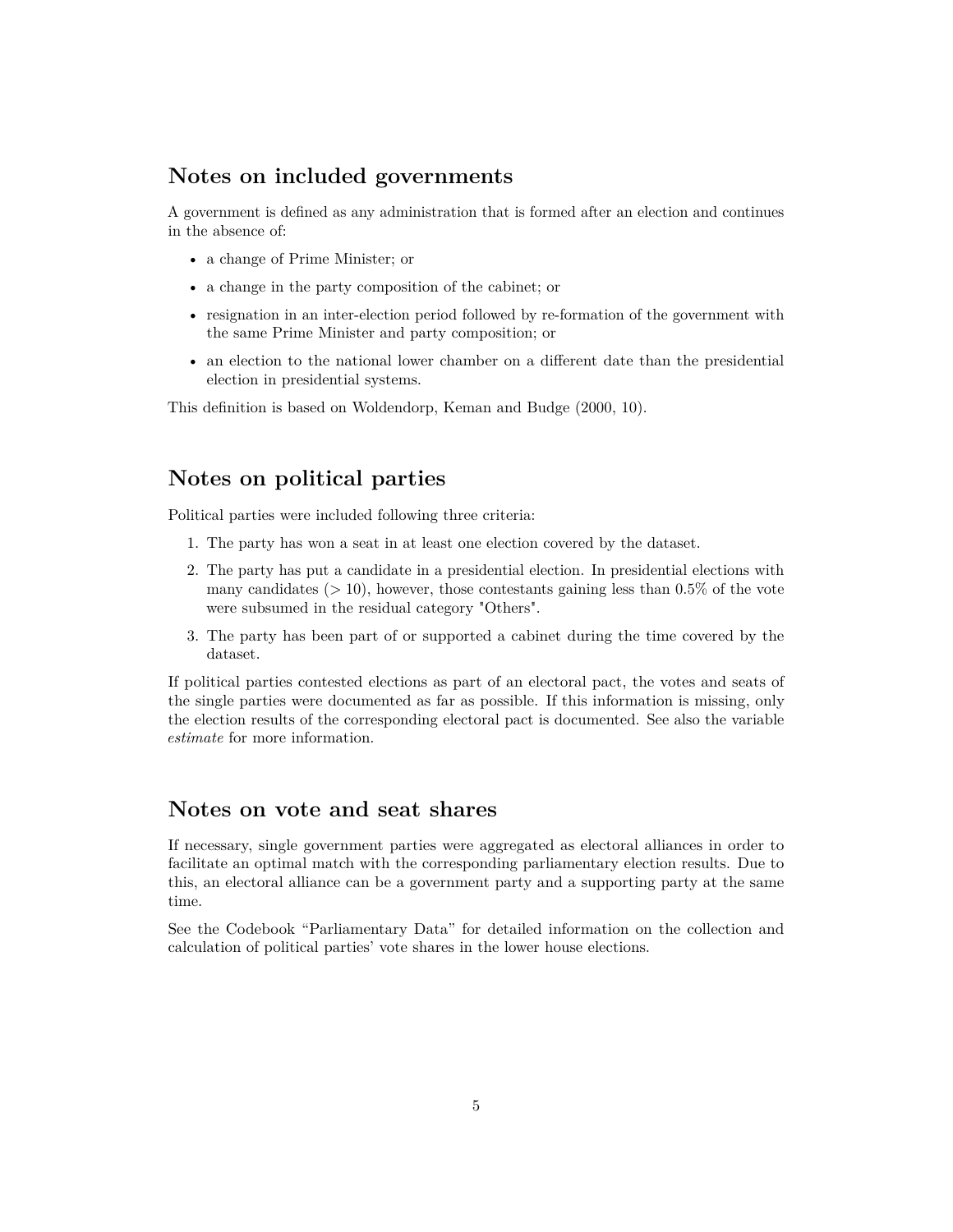## Notes on included governments

A government is defined as any administration that is formed after an election and continues in the absence of:

- a change of Prime Minister; or
- a change in the party composition of the cabinet; or
- resignation in an inter-election period followed by re-formation of the government with the same Prime Minister and party composition; or
- an election to the national lower chamber on a different date than the presidential election in presidential systems.

This definition is based on Woldendorp, Keman and Budge (2000, 10).

## Notes on political parties

Political parties were included following three criteria:

1. The party has won a seat in at least one election covered by the dataset.
2. The party has put a candidate in a presidential election. In presidential elections with many candidates ($> 10$), however, those contestants gaining less than 0.5% of the vote were subsumed in the residual category "Others".
3. The party has been part of or supported a cabinet during the time covered by the dataset.

If political parties contested elections as part of an electoral pact, the votes and seats of the single parties were documented as far as possible. If this information is missing, only the election results of the corresponding electoral pact is documented. See also the variable *estimate* for more information.

## Notes on vote and seat shares

If necessary, single government parties were aggregated as electoral alliances in order to facilitate an optimal match with the corresponding parliamentary election results. Due to this, an electoral alliance can be a government party and a supporting party at the same time.

See the Codebook “Parliamentary Data” for detailed information on the collection and calculation of political parties’ vote shares in the lower house elections.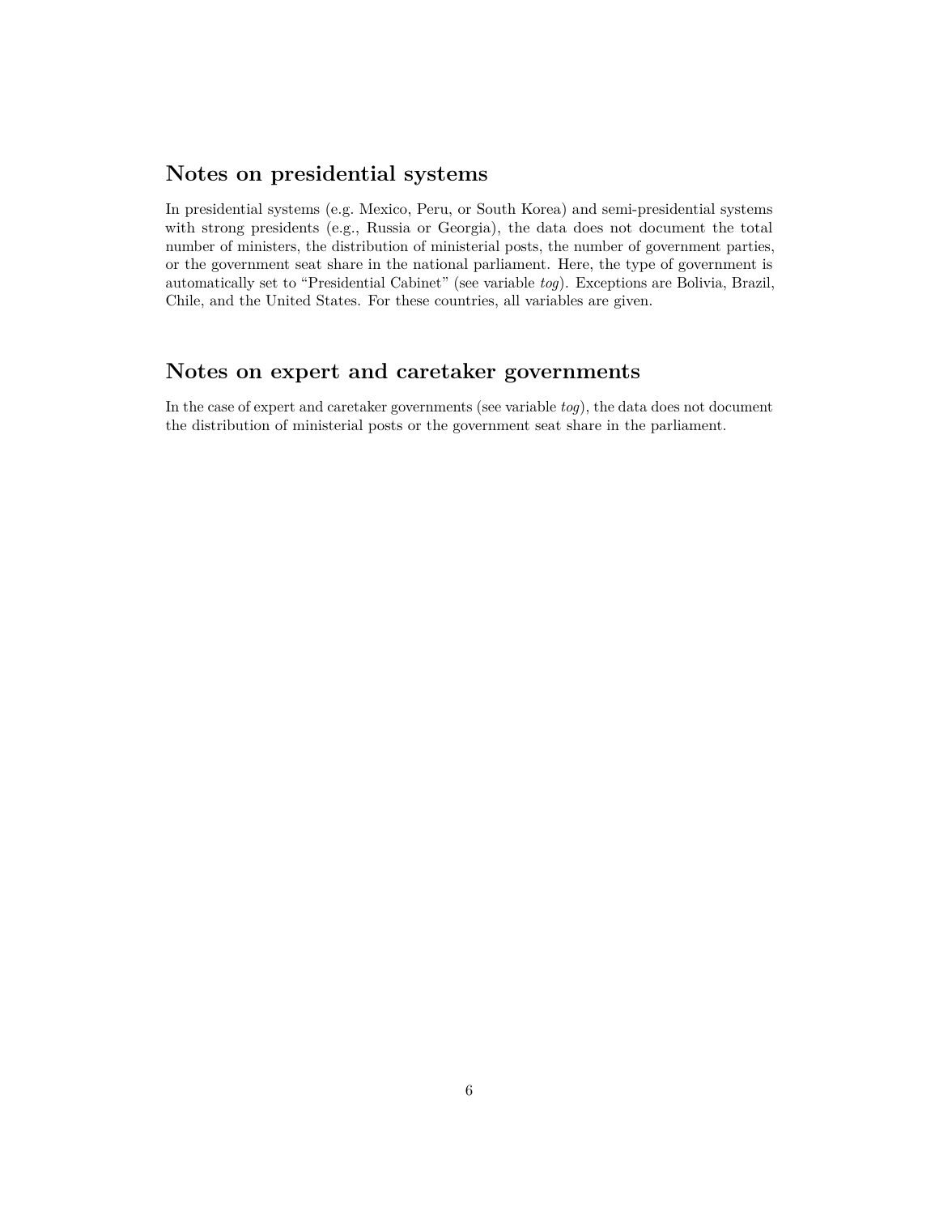## Notes on presidential systems

In presidential systems (e.g. Mexico, Peru, or South Korea) and semi-presidential systems with strong presidents (e.g., Russia or Georgia), the data does not document the total number of ministers, the distribution of ministerial posts, the number of government parties, or the government seat share in the national parliament. Here, the type of government is automatically set to "Presidential Cabinet" (see variable *tog*). Exceptions are Bolivia, Brazil, Chile, and the United States. For these countries, all variables are given.

## Notes on expert and caretaker governments

In the case of expert and caretaker governments (see variable *tog*), the data does not document the distribution of ministerial posts or the government seat share in the parliament.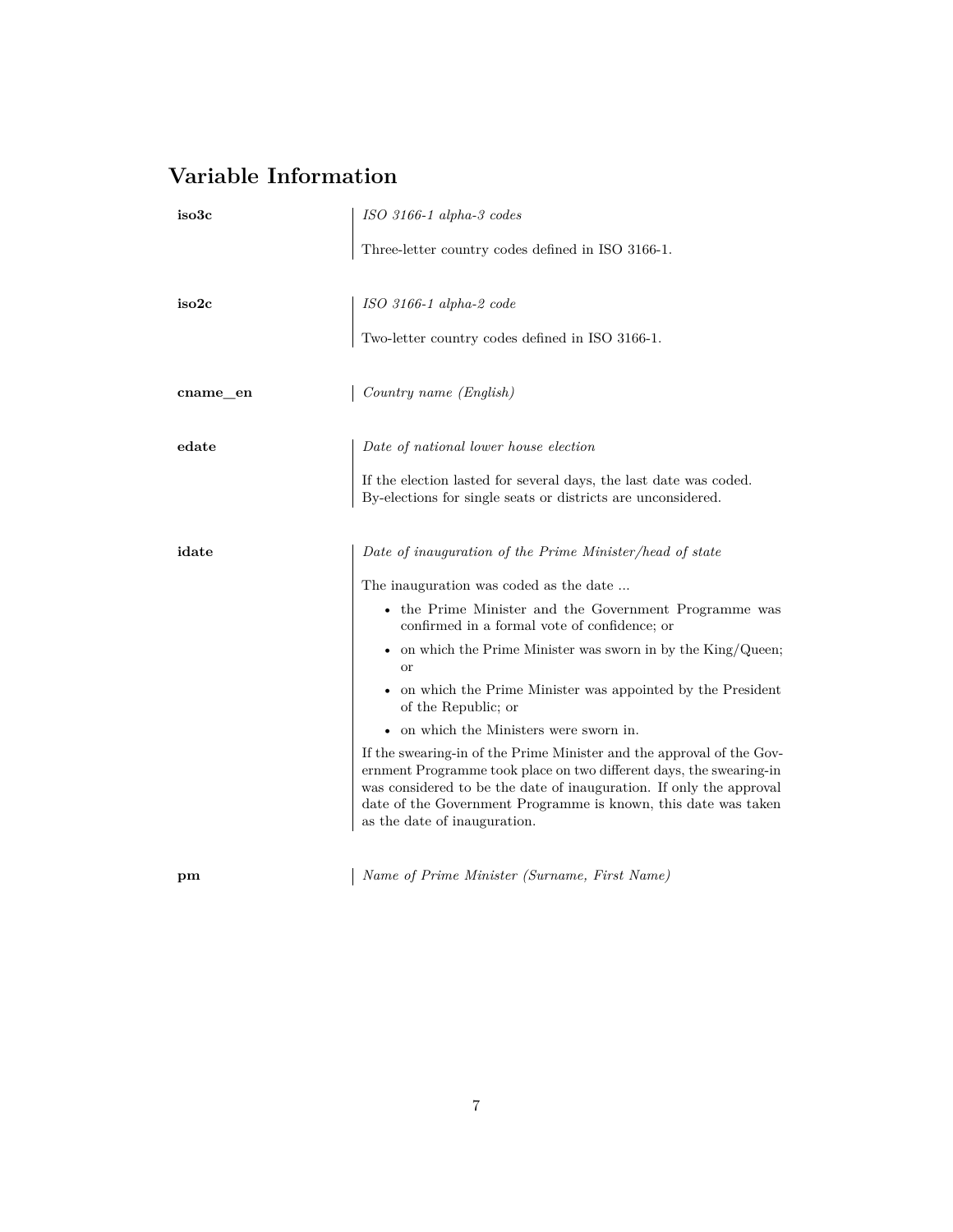# Variable Information

**iso3c**

*ISO 3166-1 alpha-3 codes*

Three-letter country codes defined in ISO 3166-1.

**iso2c**

*ISO 3166-1 alpha-2 code*

Two-letter country codes defined in ISO 3166-1.

**cname_en**

*Country name (English)*

**edate**

*Date of national lower house election*

If the election lasted for several days, the last date was coded. By-elections for single seats or districts are unconsidered.

**idate**

*Date of inauguration of the Prime Minister/head of state*

The inauguration was coded as the date ...

- the Prime Minister and the Government Programme was confirmed in a formal vote of confidence; or
- on which the Prime Minister was sworn in by the King/Queen; or
- on which the Prime Minister was appointed by the President of the Republic; or
- on which the Ministers were sworn in.

If the swearing-in of the Prime Minister and the approval of the Government Programme took place on two different days, the swearing-in was considered to be the date of inauguration. If only the approval date of the Government Programme is known, this date was taken as the date of inauguration.

**pm**

*Name of Prime Minister (Surname, First Name)*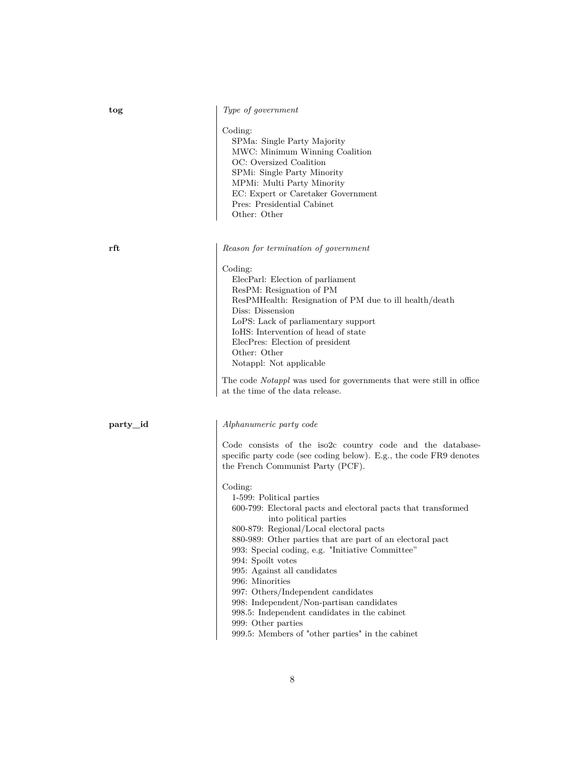**tog**

*Type of government*

Coding:
- SPMa: Single Party Majority
- MWC: Minimum Winning Coalition
- OC: Oversized Coalition
- SPMi: Single Party Minority
- MPMi: Multi Party Minority
- EC: Expert or Caretaker Government
- Pres: Presidential Cabinet
- Other: Other

**rft**

*Reason for termination of government*

Coding:
- ElecParl: Election of parliament
- ResPM: Resignation of PM
- ResPMHealth: Resignation of PM due to ill health/death
- Diss: Dissension
- LoPS: Lack of parliamentary support
- IoHS: Intervention of head of state
- ElecPres: Election of president
- Other: Other
- Notappl: Not applicable

The code *Notappl* was used for governments that were still in office at the time of the data release.

**party_id**

*Alphanumeric party code*

Code consists of the iso2c country code and the database-specific party code (see coding below). E.g., the code FR9 denotes the French Communist Party (PCF).

Coding:
- 1-599: Political parties
- 600-799: Electoral pacts and electoral pacts that transformed into political parties
- 800-879: Regional/Local electoral pacts
- 880-989: Other parties that are part of an electoral pact
- 993: Special coding, e.g. "Initiative Committee"
- 994: Spoilt votes
- 995: Against all candidates
- 996: Minorities
- 997: Others/Independent candidates
- 998: Independent/Non-partisan candidates
- 998.5: Independent candidates in the cabinet
- 999: Other parties
- 999.5: Members of "other parties" in the cabinet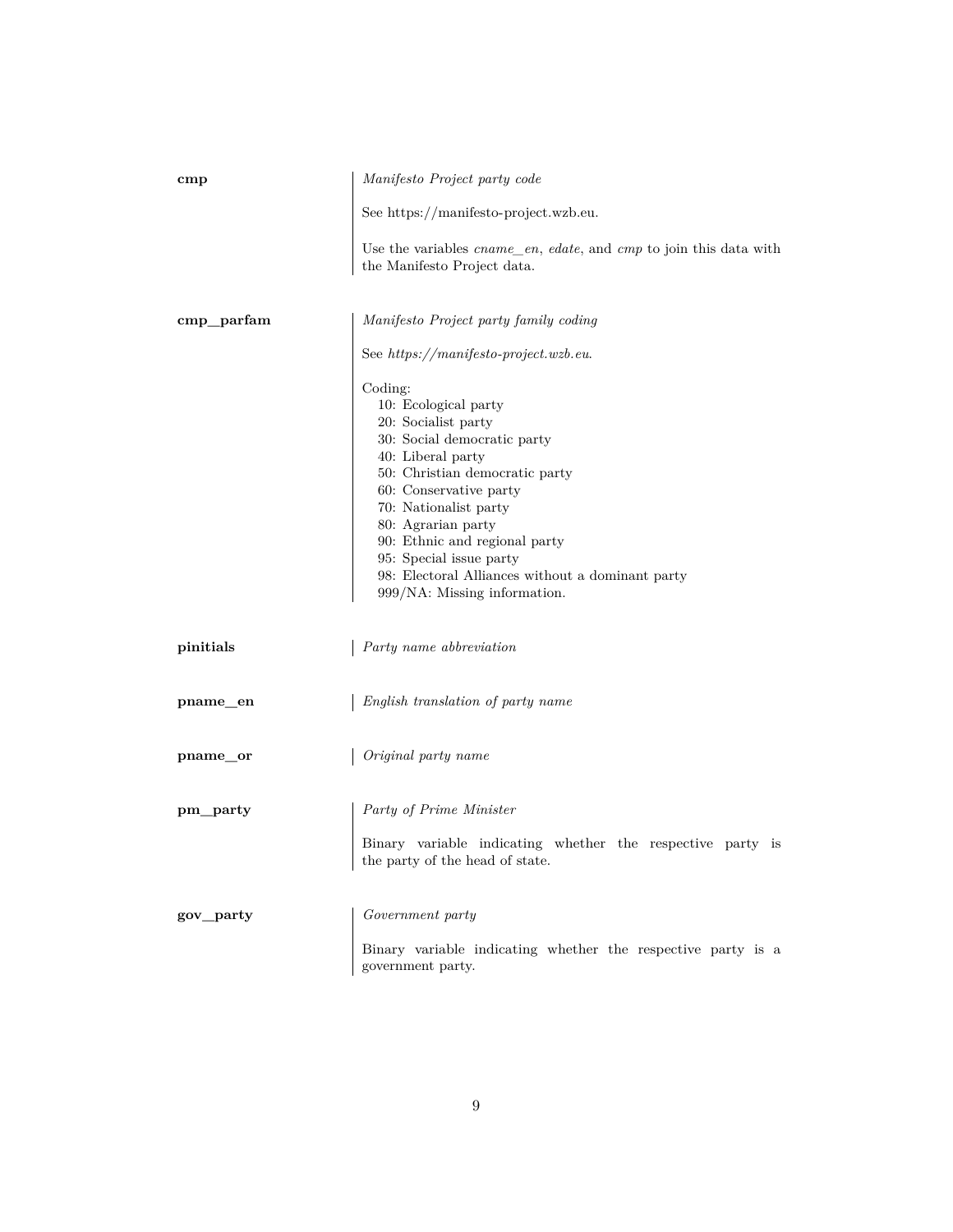**cmp**

*Manifesto Project party code*

See https://manifesto-project.wzb.eu.

Use the variables *cname_en*, *edate*, and *cmp* to join this data with the Manifesto Project data.

**cmp_parfam**

*Manifesto Project party family coding*

See *https://manifesto-project.wzb.eu*.

Coding:
- 10: Ecological party
- 20: Socialist party
- 30: Social democratic party
- 40: Liberal party
- 50: Christian democratic party
- 60: Conservative party
- 70: Nationalist party
- 80: Agrarian party
- 90: Ethnic and regional party
- 95: Special issue party
- 98: Electoral Alliances without a dominant party
- 999/NA: Missing information.

**pinitials**

*Party name abbreviation*

**pname_en**

*English translation of party name*

**pname_or**

*Original party name*

**pm_party**

*Party of Prime Minister*

Binary variable indicating whether the respective party is the party of the head of state.

**gov_party**

*Government party*

Binary variable indicating whether the respective party is a government party.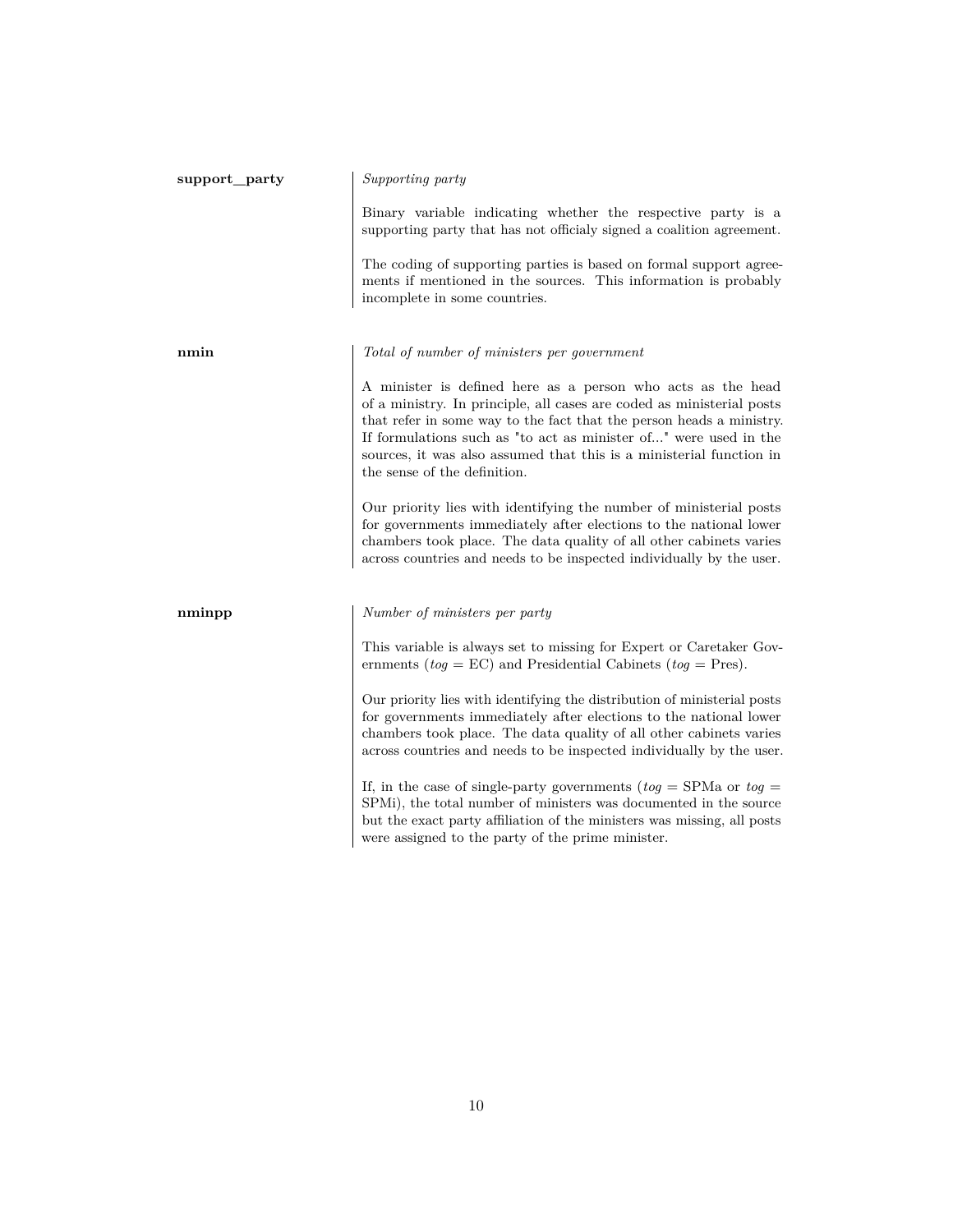**support_party**

*Supporting party*

Binary variable indicating whether the respective party is a supporting party that has not officialy signed a coalition agreement.

The coding of supporting parties is based on formal support agreements if mentioned in the sources. This information is probably incomplete in some countries.

**nmin**

*Total of number of ministers per government*

A minister is defined here as a person who acts as the head of a ministry. In principle, all cases are coded as ministerial posts that refer in some way to the fact that the person heads a ministry. If formulations such as "to act as minister of..." were used in the sources, it was also assumed that this is a ministerial function in the sense of the definition.

Our priority lies with identifying the number of ministerial posts for governments immediately after elections to the national lower chambers took place. The data quality of all other cabinets varies across countries and needs to be inspected individually by the user.

**nminpp**

*Number of ministers per party*

This variable is always set to missing for Expert or Caretaker Governments (*tog* = EC) and Presidential Cabinets (*tog* = Pres).

Our priority lies with identifying the distribution of ministerial posts for governments immediately after elections to the national lower chambers took place. The data quality of all other cabinets varies across countries and needs to be inspected individually by the user.

If, in the case of single-party governments (*tog* = SPMa or *tog* = SPMi), the total number of ministers was documented in the source but the exact party affiliation of the ministers was missing, all posts were assigned to the party of the prime minister.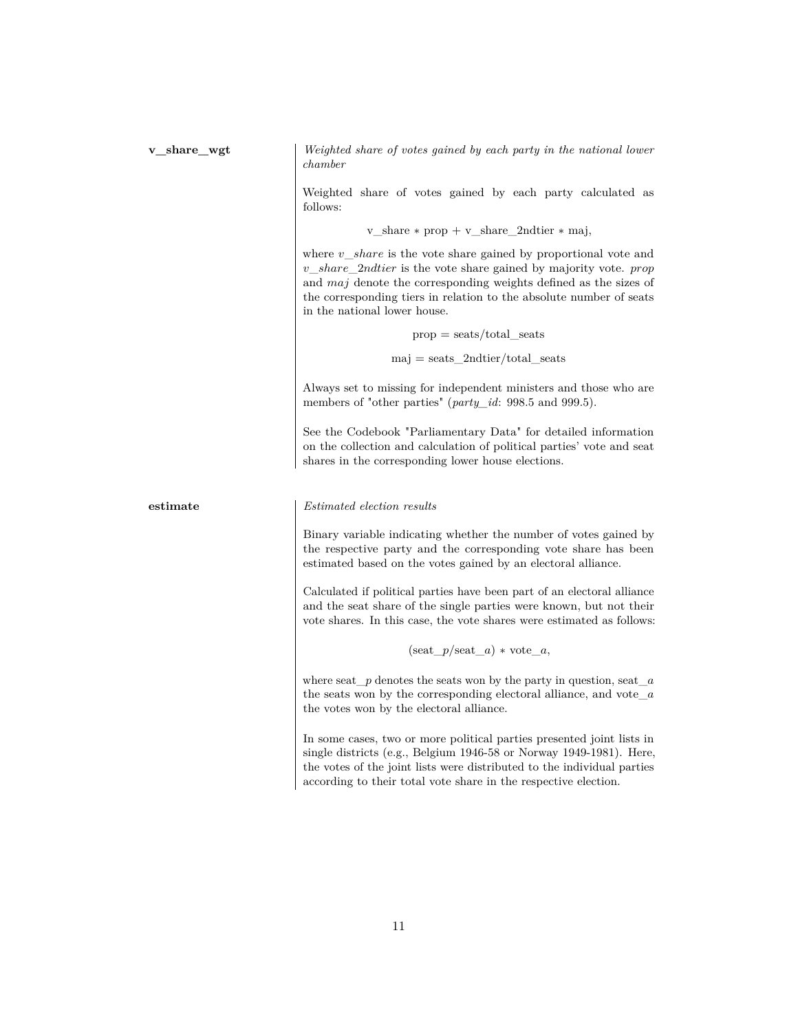**v_share_wgt**

*Weighted share of votes gained by each party in the national lower chamber*

Weighted share of votes gained by each party calculated as follows:

$$\text{v\_share} * \text{prop} + \text{v\_share\_2ndtier} * \text{maj},$$

where *v_share* is the vote share gained by proportional vote and *v_share_2ndtier* is the vote share gained by majority vote. *prop* and *maj* denote the corresponding weights defined as the sizes of the corresponding tiers in relation to the absolute number of seats in the national lower house.

$$\text{prop} = \text{seats}/\text{total\_seats}$$

$$\text{maj} = \text{seats\_2ndtier}/\text{total\_seats}$$

Always set to missing for independent ministers and those who are members of "other parties" (*party_id*: 998.5 and 999.5).

See the Codebook "Parliamentary Data" for detailed information on the collection and calculation of political parties' vote and seat shares in the corresponding lower house elections.

**estimate**

*Estimated election results*

Binary variable indicating whether the number of votes gained by the respective party and the corresponding vote share has been estimated based on the votes gained by an electoral alliance.

Calculated if political parties have been part of an electoral alliance and the seat share of the single parties were known, but not their vote shares. In this case, the vote shares were estimated as follows:

$$(\text{seat\_}p/\text{seat\_}a) * \text{vote\_}a,$$

where seat_*p* denotes the seats won by the party in question, seat_*a* the seats won by the corresponding electoral alliance, and vote_*a* the votes won by the electoral alliance.

In some cases, two or more political parties presented joint lists in single districts (e.g., Belgium 1946-58 or Norway 1949-1981). Here, the votes of the joint lists were distributed to the individual parties according to their total vote share in the respective election.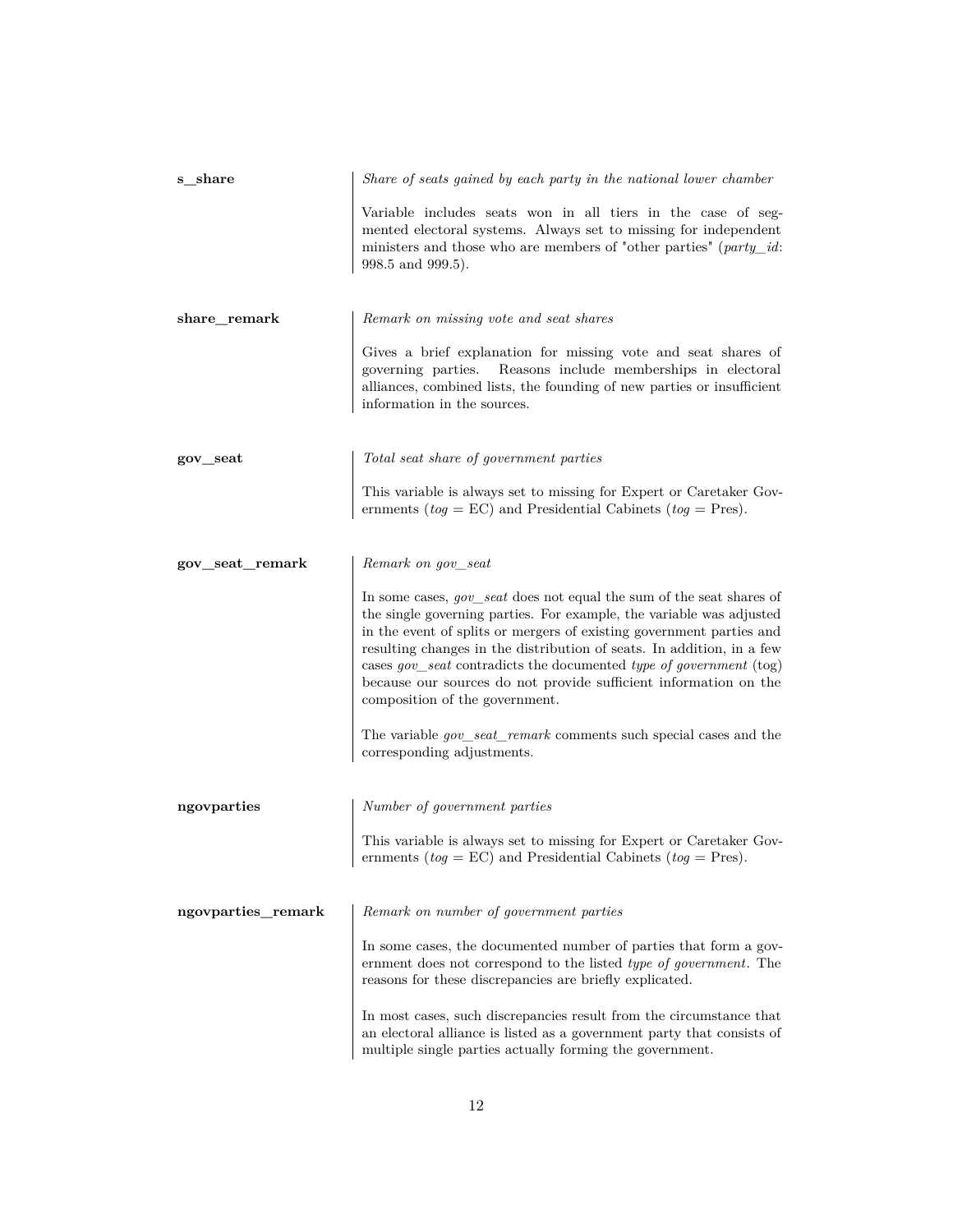**s_share**

*Share of seats gained by each party in the national lower chamber*

Variable includes seats won in all tiers in the case of segmented electoral systems. Always set to missing for independent ministers and those who are members of "other parties" (*party_id*: 998.5 and 999.5).

**share_remark**

*Remark on missing vote and seat shares*

Gives a brief explanation for missing vote and seat shares of governing parties. Reasons include memberships in electoral alliances, combined lists, the founding of new parties or insufficient information in the sources.

**gov_seat**

*Total seat share of government parties*

This variable is always set to missing for Expert or Caretaker Governments (*tog* = EC) and Presidential Cabinets (*tog* = Pres).

**gov_seat_remark**

*Remark on gov_seat*

In some cases, *gov_seat* does not equal the sum of the seat shares of the single governing parties. For example, the variable was adjusted in the event of splits or mergers of existing government parties and resulting changes in the distribution of seats. In addition, in a few cases *gov_seat* contradicts the documented *type of government* (tog) because our sources do not provide sufficient information on the composition of the government.

The variable *gov_seat_remark* comments such special cases and the corresponding adjustments.

**ngovparties**

*Number of government parties*

This variable is always set to missing for Expert or Caretaker Governments (*tog* = EC) and Presidential Cabinets (*tog* = Pres).

**ngovparties_remark**

*Remark on number of government parties*

In some cases, the documented number of parties that form a government does not correspond to the listed *type of government*. The reasons for these discrepancies are briefly explicated.

In most cases, such discrepancies result from the circumstance that an electoral alliance is listed as a government party that consists of multiple single parties actually forming the government.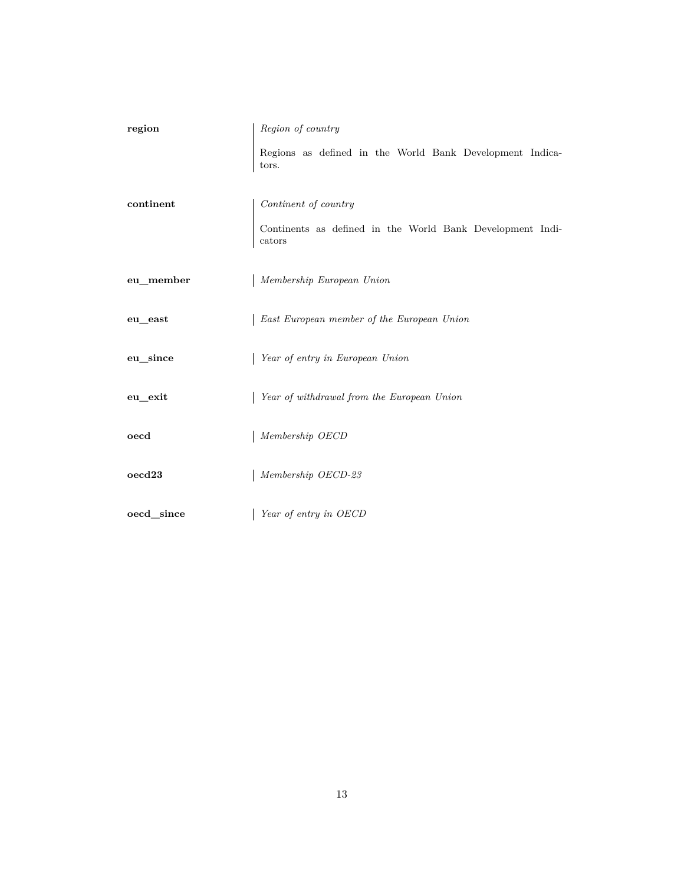**region**

*Region of country*

Regions as defined in the World Bank Development Indicators.

**continent**

*Continent of country*

Continents as defined in the World Bank Development Indicators

**eu_member**

*Membership European Union*

**eu_east**

*East European member of the European Union*

**eu_since**

*Year of entry in European Union*

**eu_exit**

*Year of withdrawal from the European Union*

**oecd**

*Membership OECD*

**oecd23**

*Membership OECD-23*

**oecd_since**

*Year of entry in OECD*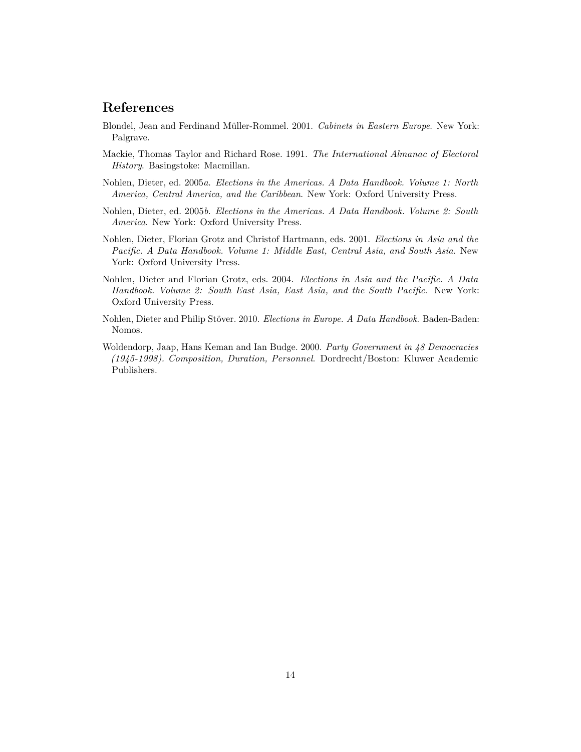## References

Blondel, Jean and Ferdinand Müller-Rommel. 2001. *Cabinets in Eastern Europe*. New York: Palgrave.

Mackie, Thomas Taylor and Richard Rose. 1991. *The International Almanac of Electoral History*. Basingstoke: Macmillan.

Nohlen, Dieter, ed. 2005*a*. *Elections in the Americas. A Data Handbook. Volume 1: North America, Central America, and the Caribbean*. New York: Oxford University Press.

Nohlen, Dieter, ed. 2005*b*. *Elections in the Americas. A Data Handbook. Volume 2: South America*. New York: Oxford University Press.

Nohlen, Dieter, Florian Grotz and Christof Hartmann, eds. 2001. *Elections in Asia and the Pacific. A Data Handbook. Volume 1: Middle East, Central Asia, and South Asia*. New York: Oxford University Press.

Nohlen, Dieter and Florian Grotz, eds. 2004. *Elections in Asia and the Pacific. A Data Handbook. Volume 2: South East Asia, East Asia, and the South Pacific*. New York: Oxford University Press.

Nohlen, Dieter and Philip Stöver. 2010. *Elections in Europe. A Data Handbook*. Baden-Baden: Nomos.

Woldendorp, Jaap, Hans Keman and Ian Budge. 2000. *Party Government in 48 Democracies (1945-1998). Composition, Duration, Personnel*. Dordrecht/Boston: Kluwer Academic Publishers.